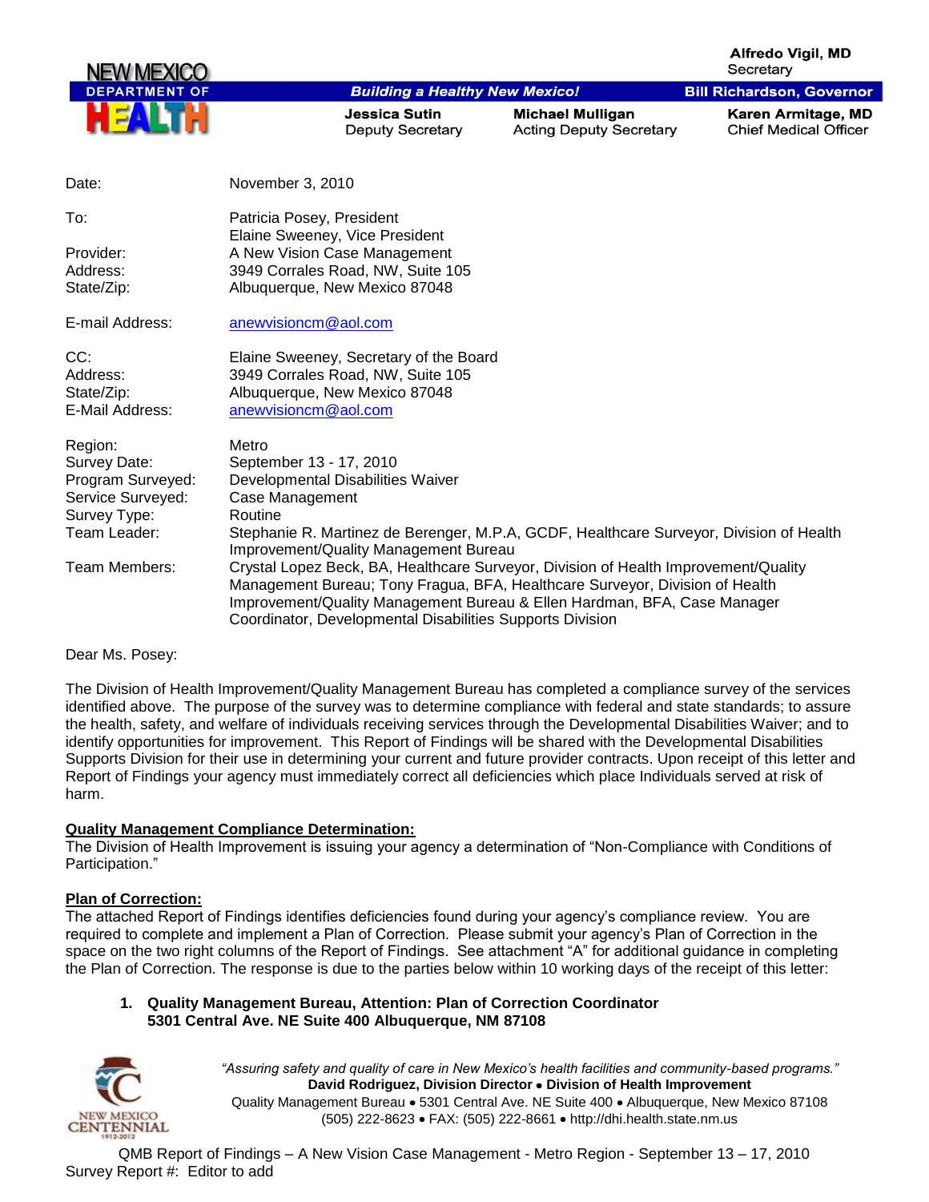**NEW MEXICO DEPARTMENT OF HEALTH**

**Building a Healthy New Mexico!**

**Alfredo Vigil, MD**
Secretary

**Bill Richardson, Governor**

**Jessica Sutin**
Deputy Secretary

**Michael Mulligan**
Acting Deputy Secretary

**Karen Armitage, MD**
Chief Medical Officer

| | |
|---|---|
| Date: | November 3, 2010 |
| To: | Patricia Posey, President<br>Elaine Sweeney, Vice President |
| Provider: | A New Vision Case Management |
| Address: | 3949 Corrales Road, NW, Suite 105 |
| State/Zip: | Albuquerque, New Mexico 87048 |
| E-mail Address: | anewvisioncm@aol.com |
| CC: | Elaine Sweeney, Secretary of the Board |
| Address: | 3949 Corrales Road, NW, Suite 105 |
| State/Zip: | Albuquerque, New Mexico 87048 |
| E-Mail Address: | anewvisioncm@aol.com |
| Region: | Metro |
| Survey Date: | September 13 - 17, 2010 |
| Program Surveyed: | Developmental Disabilities Waiver |
| Service Surveyed: | Case Management |
| Survey Type: | Routine |
| Team Leader: | Stephanie R. Martinez de Berenger, M.P.A, GCDF, Healthcare Surveyor, Division of Health Improvement/Quality Management Bureau |
| Team Members: | Crystal Lopez Beck, BA, Healthcare Surveyor, Division of Health Improvement/Quality Management Bureau; Tony Fragua, BFA, Healthcare Surveyor, Division of Health Improvement/Quality Management Bureau & Ellen Hardman, BFA, Case Manager Coordinator, Developmental Disabilities Supports Division |

Dear Ms. Posey:

The Division of Health Improvement/Quality Management Bureau has completed a compliance survey of the services identified above. The purpose of the survey was to determine compliance with federal and state standards; to assure the health, safety, and welfare of individuals receiving services through the Developmental Disabilities Waiver; and to identify opportunities for improvement. This Report of Findings will be shared with the Developmental Disabilities Supports Division for their use in determining your current and future provider contracts. Upon receipt of this letter and Report of Findings your agency must immediately correct all deficiencies which place Individuals served at risk of harm.

**Quality Management Compliance Determination:**

The Division of Health Improvement is issuing your agency a determination of "Non-Compliance with Conditions of Participation."

**Plan of Correction:**

The attached Report of Findings identifies deficiencies found during your agency's compliance review. You are required to complete and implement a Plan of Correction. Please submit your agency's Plan of Correction in the space on the two right columns of the Report of Findings. See attachment "A" for additional guidance in completing the Plan of Correction. The response is due to the parties below within 10 working days of the receipt of this letter:

1. **Quality Management Bureau, Attention: Plan of Correction Coordinator**
   **5301 Central Ave. NE Suite 400 Albuquerque, NM 87108**

*"Assuring safety and quality of care in New Mexico's health facilities and community-based programs."*
**David Rodriguez, Division Director • Division of Health Improvement**
Quality Management Bureau • 5301 Central Ave. NE Suite 400 • Albuquerque, New Mexico 87108
(505) 222-8623 • FAX: (505) 222-8661 • http://dhi.health.state.nm.us

QMB Report of Findings – A New Vision Case Management - Metro Region - September 13 – 17, 2010
Survey Report #: Editor to add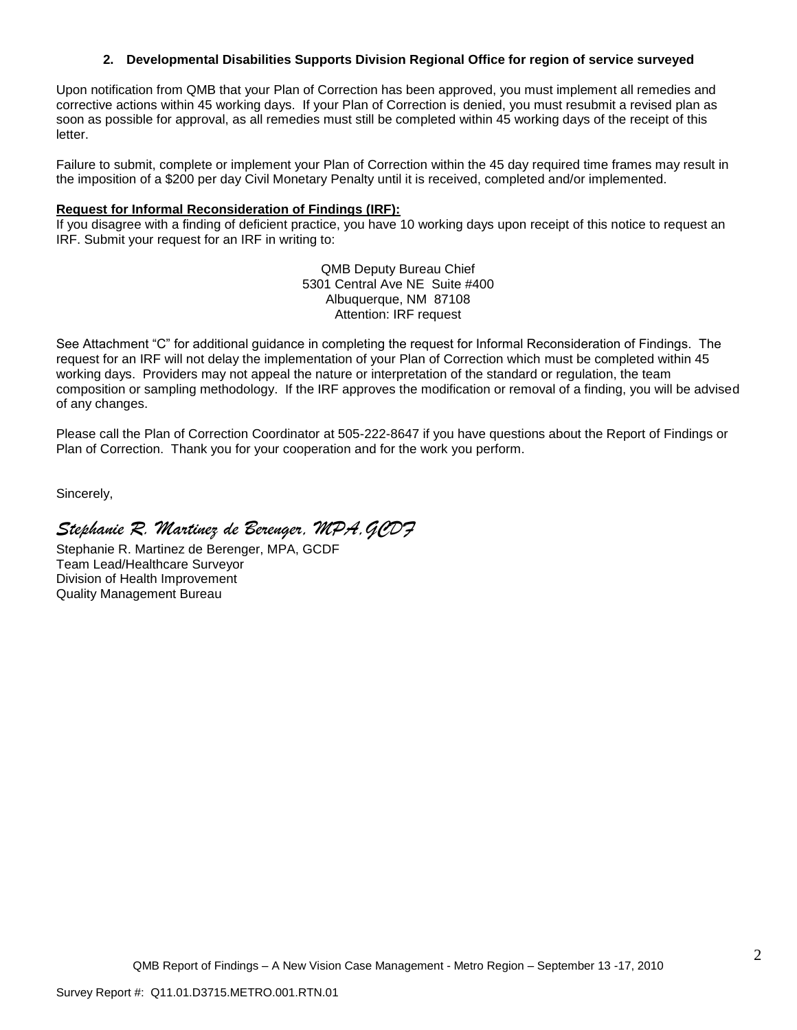2. **Developmental Disabilities Supports Division Regional Office for region of service surveyed**

Upon notification from QMB that your Plan of Correction has been approved, you must implement all remedies and corrective actions within 45 working days. If your Plan of Correction is denied, you must resubmit a revised plan as soon as possible for approval, as all remedies must still be completed within 45 working days of the receipt of this letter.

Failure to submit, complete or implement your Plan of Correction within the 45 day required time frames may result in the imposition of a $200 per day Civil Monetary Penalty until it is received, completed and/or implemented.

**Request for Informal Reconsideration of Findings (IRF):**

If you disagree with a finding of deficient practice, you have 10 working days upon receipt of this notice to request an IRF. Submit your request for an IRF in writing to:

QMB Deputy Bureau Chief
5301 Central Ave NE Suite #400
Albuquerque, NM 87108
Attention: IRF request

See Attachment "C" for additional guidance in completing the request for Informal Reconsideration of Findings. The request for an IRF will not delay the implementation of your Plan of Correction which must be completed within 45 working days. Providers may not appeal the nature or interpretation of the standard or regulation, the team composition or sampling methodology. If the IRF approves the modification or removal of a finding, you will be advised of any changes.

Please call the Plan of Correction Coordinator at 505-222-8647 if you have questions about the Report of Findings or Plan of Correction. Thank you for your cooperation and for the work you perform.

Sincerely,

*Stephanie R. Martinez de Berenger, MPA,GCDF*

Stephanie R. Martinez de Berenger, MPA, GCDF
Team Lead/Healthcare Surveyor
Division of Health Improvement
Quality Management Bureau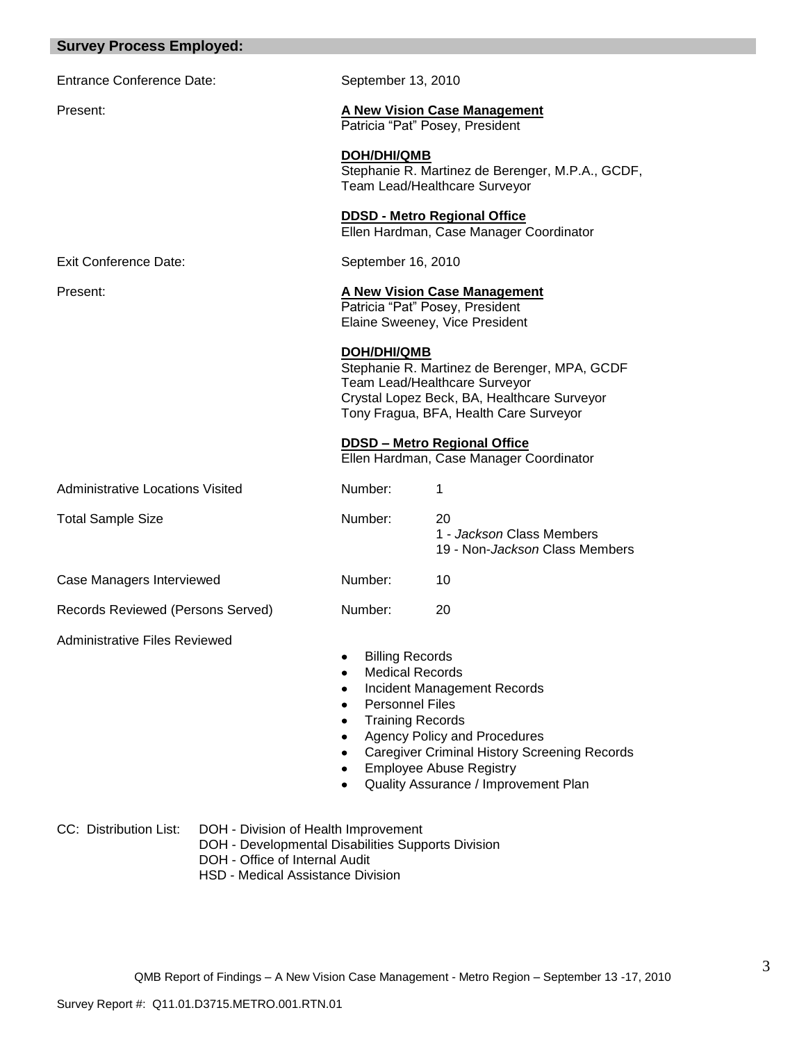## Survey Process Employed:

Entrance Conference Date: September 13, 2010

Present:

**A New Vision Case Management**
Patricia "Pat" Posey, President

**DOH/DHI/QMB**
Stephanie R. Martinez de Berenger, M.P.A., GCDF, Team Lead/Healthcare Surveyor

**DDSD - Metro Regional Office**
Ellen Hardman, Case Manager Coordinator

Exit Conference Date: September 16, 2010

Present:

**A New Vision Case Management**
Patricia "Pat" Posey, President
Elaine Sweeney, Vice President

**DOH/DHI/QMB**
Stephanie R. Martinez de Berenger, MPA, GCDF
Team Lead/Healthcare Surveyor
Crystal Lopez Beck, BA, Healthcare Surveyor
Tony Fragua, BFA, Health Care Surveyor

**DDSD – Metro Regional Office**
Ellen Hardman, Case Manager Coordinator

Administrative Locations Visited — Number: 1

Total Sample Size — Number: 20
- 1 - *Jackson* Class Members
- 19 - Non-*Jackson* Class Members

Case Managers Interviewed — Number: 10

Records Reviewed (Persons Served) — Number: 20

Administrative Files Reviewed

- Billing Records
- Medical Records
- Incident Management Records
- Personnel Files
- Training Records
- Agency Policy and Procedures
- Caregiver Criminal History Screening Records
- Employee Abuse Registry
- Quality Assurance / Improvement Plan

CC: Distribution List:
- DOH - Division of Health Improvement
- DOH - Developmental Disabilities Supports Division
- DOH - Office of Internal Audit
- HSD - Medical Assistance Division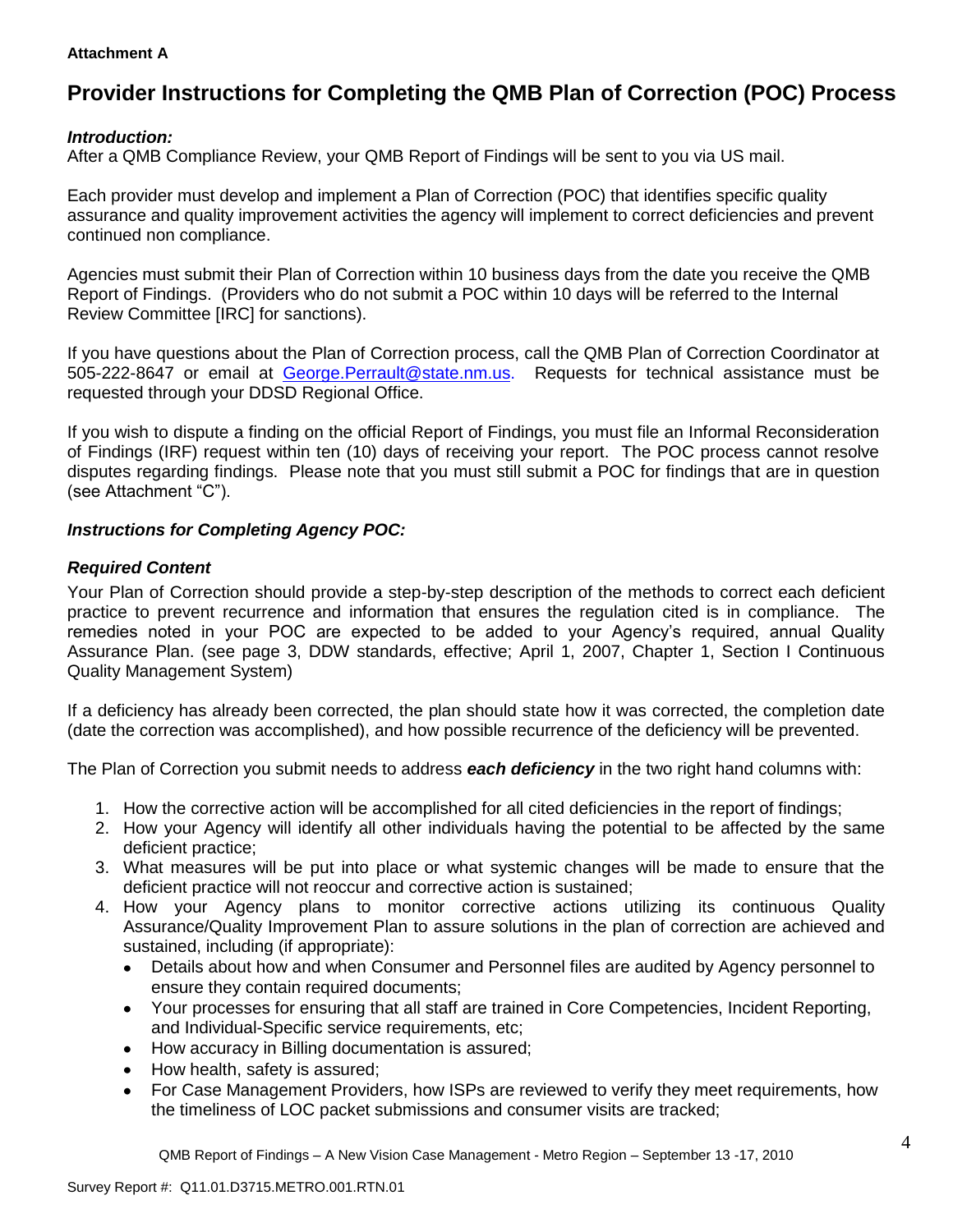**Attachment A**

# Provider Instructions for Completing the QMB Plan of Correction (POC) Process

***Introduction:***

After a QMB Compliance Review, your QMB Report of Findings will be sent to you via US mail.

Each provider must develop and implement a Plan of Correction (POC) that identifies specific quality assurance and quality improvement activities the agency will implement to correct deficiencies and prevent continued non compliance.

Agencies must submit their Plan of Correction within 10 business days from the date you receive the QMB Report of Findings. (Providers who do not submit a POC within 10 days will be referred to the Internal Review Committee [IRC] for sanctions).

If you have questions about the Plan of Correction process, call the QMB Plan of Correction Coordinator at 505-222-8647 or email at George.Perrault@state.nm.us. Requests for technical assistance must be requested through your DDSD Regional Office.

If you wish to dispute a finding on the official Report of Findings, you must file an Informal Reconsideration of Findings (IRF) request within ten (10) days of receiving your report. The POC process cannot resolve disputes regarding findings. Please note that you must still submit a POC for findings that are in question (see Attachment "C").

***Instructions for Completing Agency POC:***

***Required Content***

Your Plan of Correction should provide a step-by-step description of the methods to correct each deficient practice to prevent recurrence and information that ensures the regulation cited is in compliance. The remedies noted in your POC are expected to be added to your Agency's required, annual Quality Assurance Plan. (see page 3, DDW standards, effective; April 1, 2007, Chapter 1, Section I Continuous Quality Management System)

If a deficiency has already been corrected, the plan should state how it was corrected, the completion date (date the correction was accomplished), and how possible recurrence of the deficiency will be prevented.

The Plan of Correction you submit needs to address ***each deficiency*** in the two right hand columns with:

1. How the corrective action will be accomplished for all cited deficiencies in the report of findings;
2. How your Agency will identify all other individuals having the potential to be affected by the same deficient practice;
3. What measures will be put into place or what systemic changes will be made to ensure that the deficient practice will not reoccur and corrective action is sustained;
4. How your Agency plans to monitor corrective actions utilizing its continuous Quality Assurance/Quality Improvement Plan to assure solutions in the plan of correction are achieved and sustained, including (if appropriate):
   - Details about how and when Consumer and Personnel files are audited by Agency personnel to ensure they contain required documents;
   - Your processes for ensuring that all staff are trained in Core Competencies, Incident Reporting, and Individual-Specific service requirements, etc;
   - How accuracy in Billing documentation is assured;
   - How health, safety is assured;
   - For Case Management Providers, how ISPs are reviewed to verify they meet requirements, how the timeliness of LOC packet submissions and consumer visits are tracked;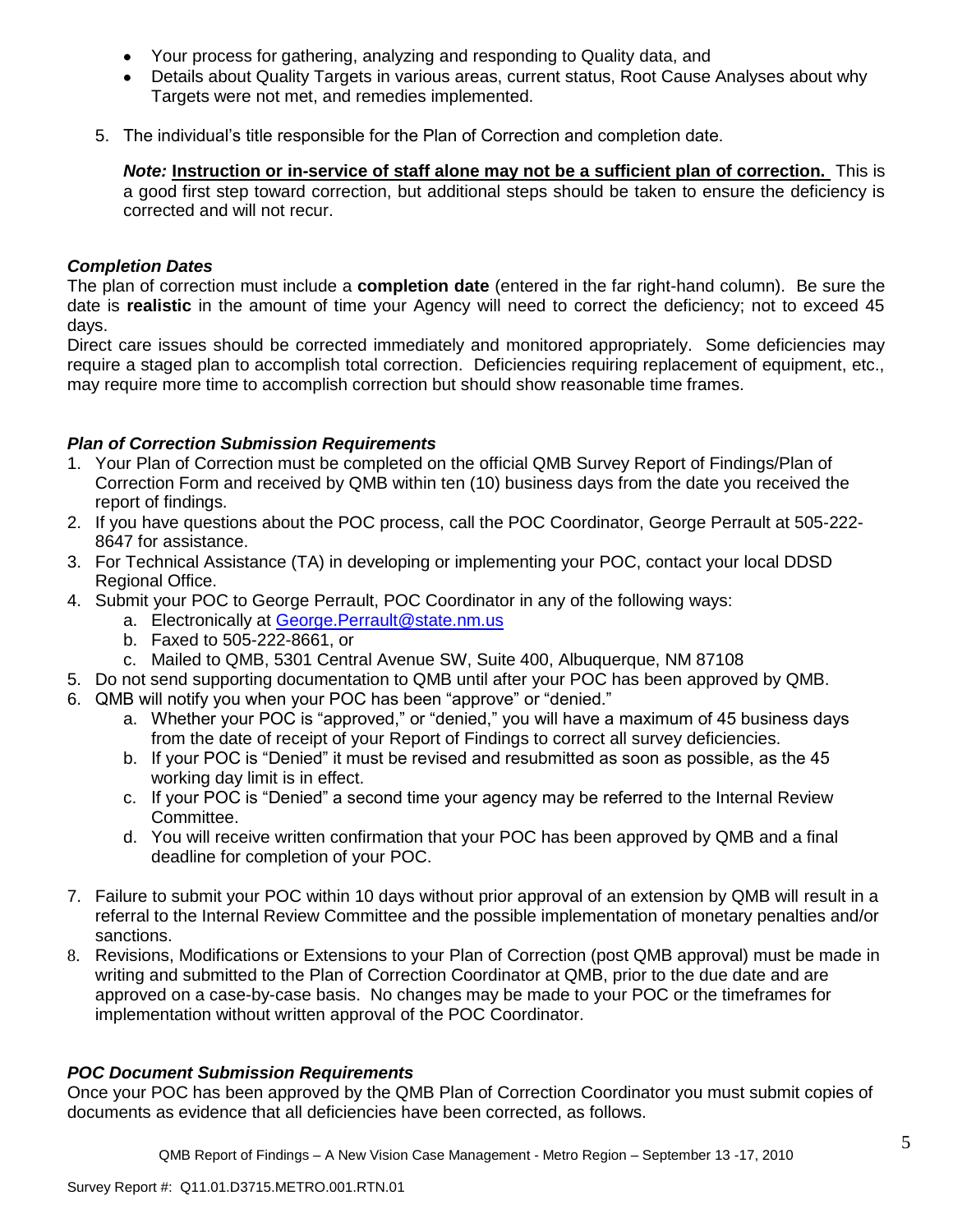- Your process for gathering, analyzing and responding to Quality data, and
- Details about Quality Targets in various areas, current status, Root Cause Analyses about why Targets were not met, and remedies implemented.

5. The individual's title responsible for the Plan of Correction and completion date.

   ***Note:*** **Instruction or in-service of staff alone may not be a sufficient plan of correction.** This is a good first step toward correction, but additional steps should be taken to ensure the deficiency is corrected and will not recur.

### *Completion Dates*

The plan of correction must include a **completion date** (entered in the far right-hand column). Be sure the date is **realistic** in the amount of time your Agency will need to correct the deficiency; not to exceed 45 days.

Direct care issues should be corrected immediately and monitored appropriately. Some deficiencies may require a staged plan to accomplish total correction. Deficiencies requiring replacement of equipment, etc., may require more time to accomplish correction but should show reasonable time frames.

### *Plan of Correction Submission Requirements*

1. Your Plan of Correction must be completed on the official QMB Survey Report of Findings/Plan of Correction Form and received by QMB within ten (10) business days from the date you received the report of findings.
2. If you have questions about the POC process, call the POC Coordinator, George Perrault at 505-222-8647 for assistance.
3. For Technical Assistance (TA) in developing or implementing your POC, contact your local DDSD Regional Office.
4. Submit your POC to George Perrault, POC Coordinator in any of the following ways:
   a. Electronically at George.Perrault@state.nm.us
   b. Faxed to 505-222-8661, or
   c. Mailed to QMB, 5301 Central Avenue SW, Suite 400, Albuquerque, NM 87108
5. Do not send supporting documentation to QMB until after your POC has been approved by QMB.
6. QMB will notify you when your POC has been "approve" or "denied."
   a. Whether your POC is "approved," or "denied," you will have a maximum of 45 business days from the date of receipt of your Report of Findings to correct all survey deficiencies.
   b. If your POC is "Denied" it must be revised and resubmitted as soon as possible, as the 45 working day limit is in effect.
   c. If your POC is "Denied" a second time your agency may be referred to the Internal Review Committee.
   d. You will receive written confirmation that your POC has been approved by QMB and a final deadline for completion of your POC.
7. Failure to submit your POC within 10 days without prior approval of an extension by QMB will result in a referral to the Internal Review Committee and the possible implementation of monetary penalties and/or sanctions.
8. Revisions, Modifications or Extensions to your Plan of Correction (post QMB approval) must be made in writing and submitted to the Plan of Correction Coordinator at QMB, prior to the due date and are approved on a case-by-case basis. No changes may be made to your POC or the timeframes for implementation without written approval of the POC Coordinator.

### *POC Document Submission Requirements*

Once your POC has been approved by the QMB Plan of Correction Coordinator you must submit copies of documents as evidence that all deficiencies have been corrected, as follows.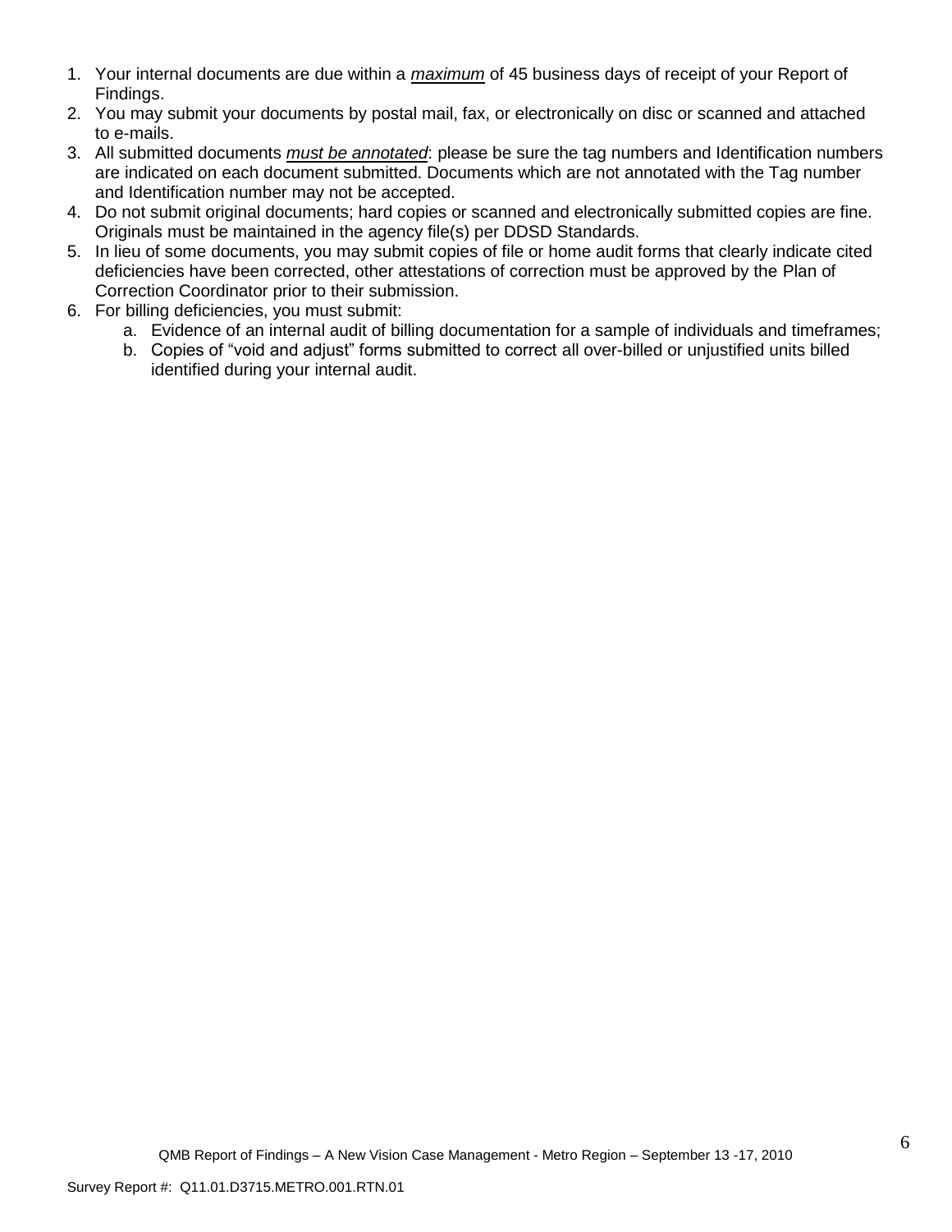1. Your internal documents are due within a ***maximum*** of 45 business days of receipt of your Report of Findings.
2. You may submit your documents by postal mail, fax, or electronically on disc or scanned and attached to e-mails.
3. All submitted documents ***must be annotated***: please be sure the tag numbers and Identification numbers are indicated on each document submitted. Documents which are not annotated with the Tag number and Identification number may not be accepted.
4. Do not submit original documents; hard copies or scanned and electronically submitted copies are fine. Originals must be maintained in the agency file(s) per DDSD Standards.
5. In lieu of some documents, you may submit copies of file or home audit forms that clearly indicate cited deficiencies have been corrected, other attestations of correction must be approved by the Plan of Correction Coordinator prior to their submission.
6. For billing deficiencies, you must submit:
    a. Evidence of an internal audit of billing documentation for a sample of individuals and timeframes;
    b. Copies of "void and adjust" forms submitted to correct all over-billed or unjustified units billed identified during your internal audit.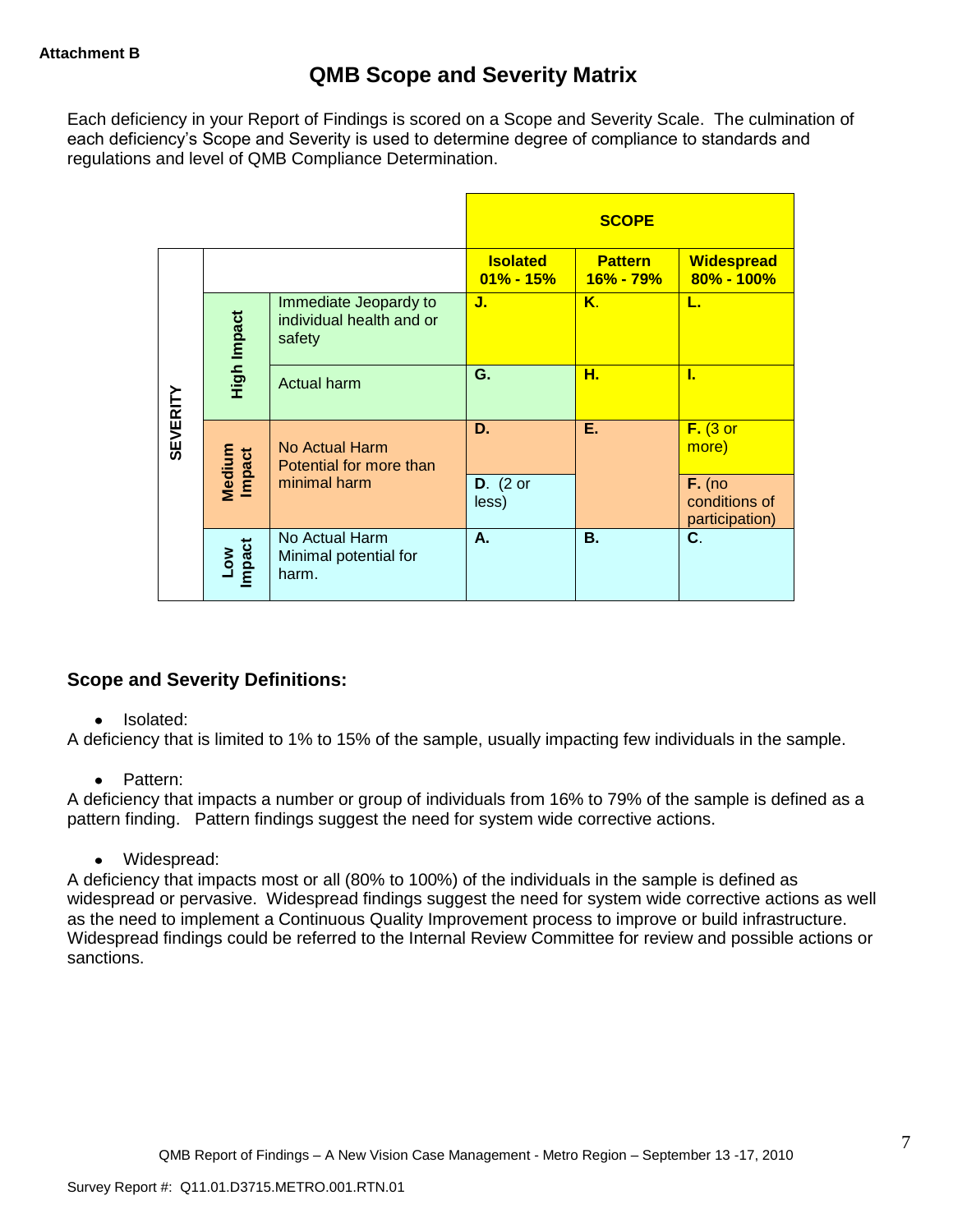**Attachment B**

# QMB Scope and Severity Matrix

Each deficiency in your Report of Findings is scored on a Scope and Severity Scale. The culmination of each deficiency's Scope and Severity is used to determine degree of compliance to standards and regulations and level of QMB Compliance Determination.

| | | | SCOPE | | |
|---|---|---|---|---|---|
| | | | **Isolated 01% - 15%** | **Pattern 16% - 79%** | **Widespread 80% - 100%** |
| SEVERITY | High Impact | Immediate Jeopardy to individual health and or safety | **J.** | **K.** | **L.** |
| | | Actual harm | **G.** | **H.** | **I.** |
| | Medium Impact | No Actual Harm Potential for more than minimal harm | **D.** | **E.** | **F.** (3 or more) |
| | | | **D.** (2 or less) | | **F.** (no conditions of participation) |
| | Low Impact | No Actual Harm Minimal potential for harm. | **A.** | **B.** | **C.** |

## Scope and Severity Definitions:

- Isolated:

A deficiency that is limited to 1% to 15% of the sample, usually impacting few individuals in the sample.

- Pattern:

A deficiency that impacts a number or group of individuals from 16% to 79% of the sample is defined as a pattern finding. Pattern findings suggest the need for system wide corrective actions.

- Widespread:

A deficiency that impacts most or all (80% to 100%) of the individuals in the sample is defined as widespread or pervasive. Widespread findings suggest the need for system wide corrective actions as well as the need to implement a Continuous Quality Improvement process to improve or build infrastructure. Widespread findings could be referred to the Internal Review Committee for review and possible actions or sanctions.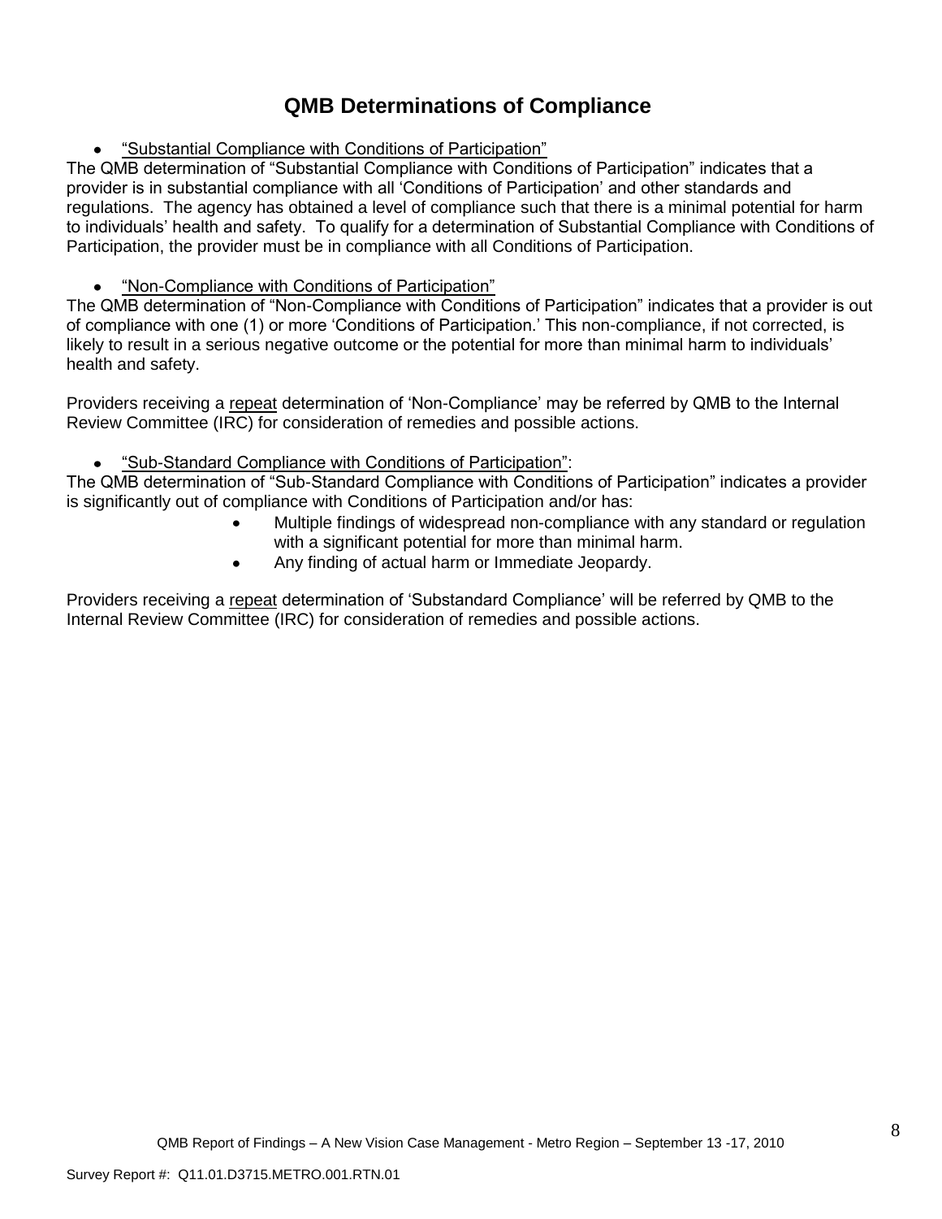# QMB Determinations of Compliance

- "Substantial Compliance with Conditions of Participation"

The QMB determination of "Substantial Compliance with Conditions of Participation" indicates that a provider is in substantial compliance with all 'Conditions of Participation' and other standards and regulations. The agency has obtained a level of compliance such that there is a minimal potential for harm to individuals' health and safety. To qualify for a determination of Substantial Compliance with Conditions of Participation, the provider must be in compliance with all Conditions of Participation.

- "Non-Compliance with Conditions of Participation"

The QMB determination of "Non-Compliance with Conditions of Participation" indicates that a provider is out of compliance with one (1) or more 'Conditions of Participation.' This non-compliance, if not corrected, is likely to result in a serious negative outcome or the potential for more than minimal harm to individuals' health and safety.

Providers receiving a repeat determination of 'Non-Compliance' may be referred by QMB to the Internal Review Committee (IRC) for consideration of remedies and possible actions.

- "Sub-Standard Compliance with Conditions of Participation":

The QMB determination of "Sub-Standard Compliance with Conditions of Participation" indicates a provider is significantly out of compliance with Conditions of Participation and/or has:

- Multiple findings of widespread non-compliance with any standard or regulation with a significant potential for more than minimal harm.
- Any finding of actual harm or Immediate Jeopardy.

Providers receiving a repeat determination of 'Substandard Compliance' will be referred by QMB to the Internal Review Committee (IRC) for consideration of remedies and possible actions.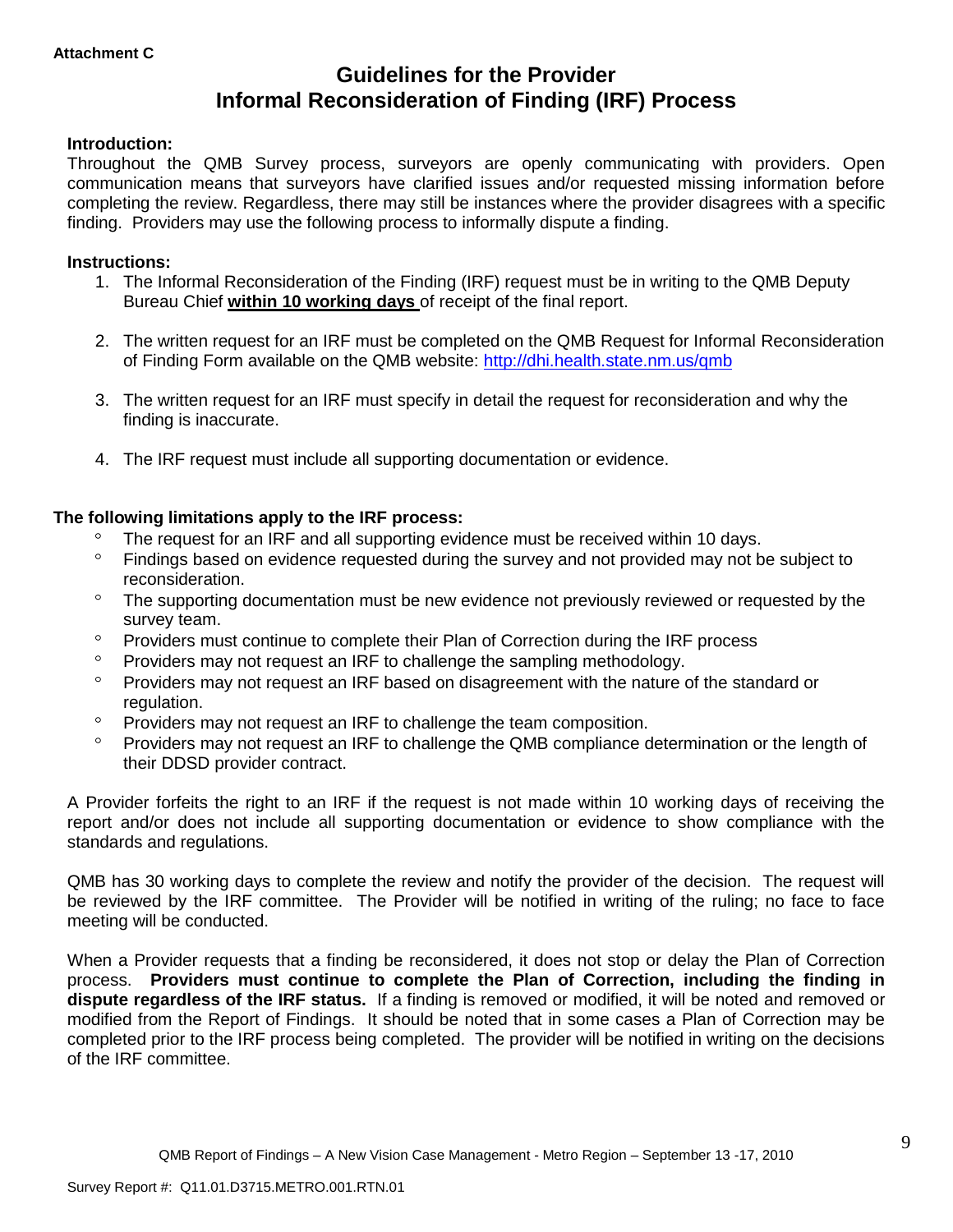**Attachment C**

# Guidelines for the Provider
# Informal Reconsideration of Finding (IRF) Process

**Introduction:**
Throughout the QMB Survey process, surveyors are openly communicating with providers. Open communication means that surveyors have clarified issues and/or requested missing information before completing the review. Regardless, there may still be instances where the provider disagrees with a specific finding. Providers may use the following process to informally dispute a finding.

**Instructions:**

1. The Informal Reconsideration of the Finding (IRF) request must be in writing to the QMB Deputy Bureau Chief **<u>within 10 working days</u>** of receipt of the final report.

2. The written request for an IRF must be completed on the QMB Request for Informal Reconsideration of Finding Form available on the QMB website: http://dhi.health.state.nm.us/qmb

3. The written request for an IRF must specify in detail the request for reconsideration and why the finding is inaccurate.

4. The IRF request must include all supporting documentation or evidence.

**The following limitations apply to the IRF process:**

- The request for an IRF and all supporting evidence must be received within 10 days.
- Findings based on evidence requested during the survey and not provided may not be subject to reconsideration.
- The supporting documentation must be new evidence not previously reviewed or requested by the survey team.
- Providers must continue to complete their Plan of Correction during the IRF process
- Providers may not request an IRF to challenge the sampling methodology.
- Providers may not request an IRF based on disagreement with the nature of the standard or regulation.
- Providers may not request an IRF to challenge the team composition.
- Providers may not request an IRF to challenge the QMB compliance determination or the length of their DDSD provider contract.

A Provider forfeits the right to an IRF if the request is not made within 10 working days of receiving the report and/or does not include all supporting documentation or evidence to show compliance with the standards and regulations.

QMB has 30 working days to complete the review and notify the provider of the decision. The request will be reviewed by the IRF committee. The Provider will be notified in writing of the ruling; no face to face meeting will be conducted.

When a Provider requests that a finding be reconsidered, it does not stop or delay the Plan of Correction process. **Providers must continue to complete the Plan of Correction, including the finding in dispute regardless of the IRF status.** If a finding is removed or modified, it will be noted and removed or modified from the Report of Findings. It should be noted that in some cases a Plan of Correction may be completed prior to the IRF process being completed. The provider will be notified in writing on the decisions of the IRF committee.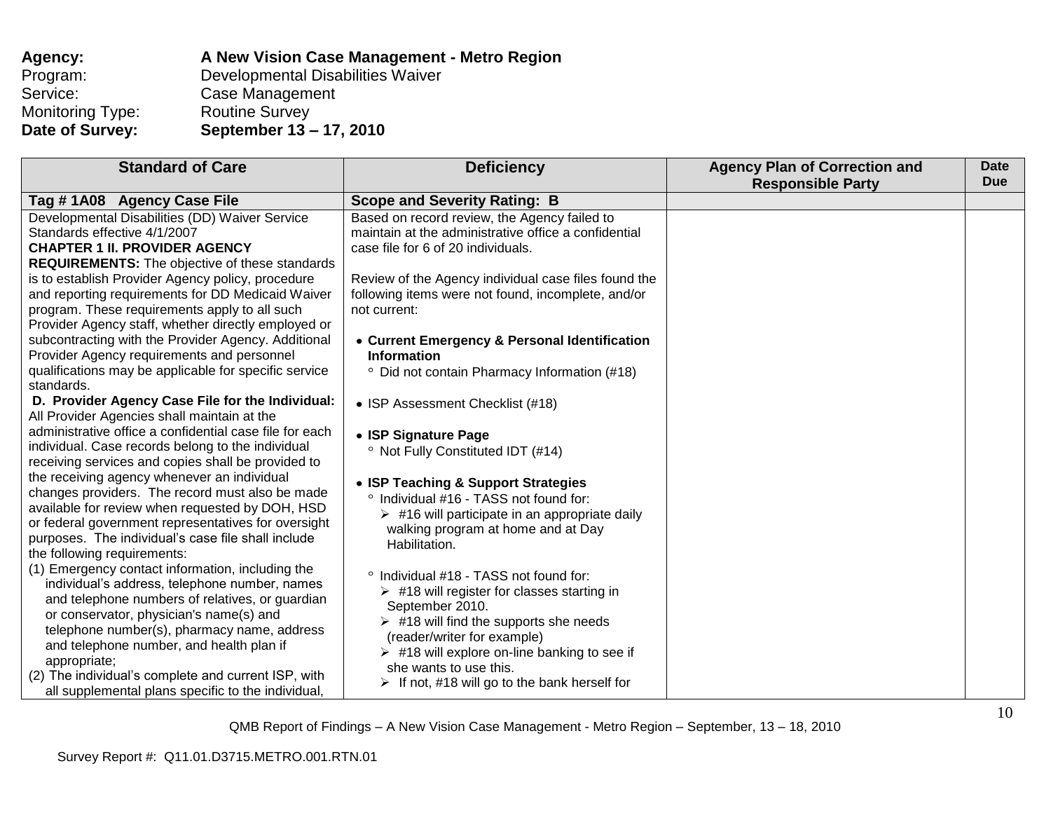**Agency:** **A New Vision Case Management - Metro Region**
Program: Developmental Disabilities Waiver
Service: Case Management
Monitoring Type: Routine Survey
**Date of Survey:** **September 13 – 17, 2010**

| Standard of Care | Deficiency | Agency Plan of Correction and Responsible Party | Date Due |
|---|---|---|---|
| **Tag # 1A08 Agency Case File** | **Scope and Severity Rating: B** | | |
| Developmental Disabilities (DD) Waiver Service Standards effective 4/1/2007<br>**CHAPTER 1 II. PROVIDER AGENCY REQUIREMENTS:** The objective of these standards is to establish Provider Agency policy, procedure and reporting requirements for DD Medicaid Waiver program. These requirements apply to all such Provider Agency staff, whether directly employed or subcontracting with the Provider Agency. Additional Provider Agency requirements and personnel qualifications may be applicable for specific service standards.<br>**D. Provider Agency Case File for the Individual:** All Provider Agencies shall maintain at the administrative office a confidential case file for each individual. Case records belong to the individual receiving services and copies shall be provided to the receiving agency whenever an individual changes providers. The record must also be made available for review when requested by DOH, HSD or federal government representatives for oversight purposes. The individual's case file shall include the following requirements:<br>(1) Emergency contact information, including the individual's address, telephone number, names and telephone numbers of relatives, or guardian or conservator, physician's name(s) and telephone number(s), pharmacy name, address and telephone number, and health plan if appropriate;<br>(2) The individual's complete and current ISP, with all supplemental plans specific to the individual, | Based on record review, the Agency failed to maintain at the administrative office a confidential case file for 6 of 20 individuals.<br><br>Review of the Agency individual case files found the following items were not found, incomplete, and/or not current:<br><br>• **Current Emergency & Personal Identification Information**<br>° Did not contain Pharmacy Information (#18)<br><br>• ISP Assessment Checklist (#18)<br><br>• **ISP Signature Page**<br>° Not Fully Constituted IDT (#14)<br><br>• **ISP Teaching & Support Strategies**<br>° Individual #16 - TASS not found for:<br>➢ #16 will participate in an appropriate daily walking program at home and at Day Habilitation.<br><br>° Individual #18 - TASS not found for:<br>➢ #18 will register for classes starting in September 2010.<br>➢ #18 will find the supports she needs (reader/writer for example)<br>➢ #18 will explore on-line banking to see if she wants to use this.<br>➢ If not, #18 will go to the bank herself for | | |

QMB Report of Findings – A New Vision Case Management - Metro Region – September, 13 – 18, 2010

Survey Report #: Q11.01.D3715.METRO.001.RTN.01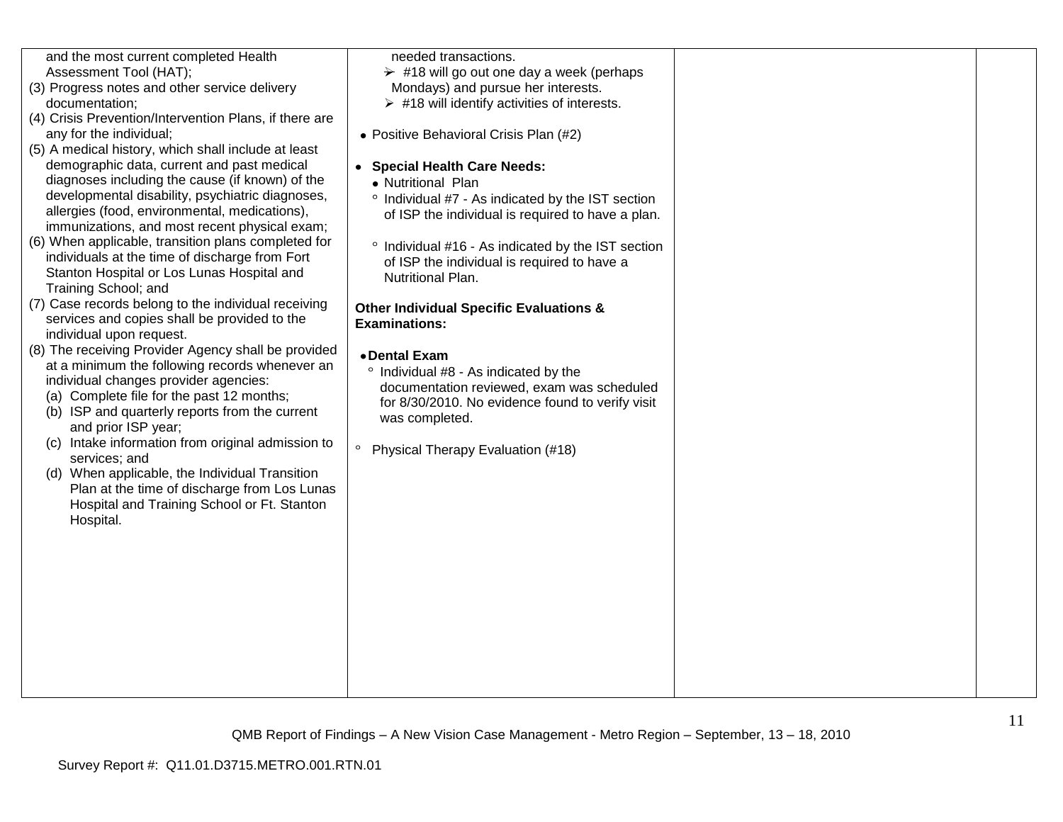| | | | |
|---|---|---|---|
| and the most current completed Health Assessment Tool (HAT);<br>(3) Progress notes and other service delivery documentation;<br>(4) Crisis Prevention/Intervention Plans, if there are any for the individual;<br>(5) A medical history, which shall include at least demographic data, current and past medical diagnoses including the cause (if known) of the developmental disability, psychiatric diagnoses, allergies (food, environmental, medications), immunizations, and most recent physical exam;<br>(6) When applicable, transition plans completed for individuals at the time of discharge from Fort Stanton Hospital or Los Lunas Hospital and Training School; and<br>(7) Case records belong to the individual receiving services and copies shall be provided to the individual upon request.<br>(8) The receiving Provider Agency shall be provided at a minimum the following records whenever an individual changes provider agencies:<br>(a) Complete file for the past 12 months;<br>(b) ISP and quarterly reports from the current and prior ISP year;<br>(c) Intake information from original admission to services; and<br>(d) When applicable, the Individual Transition Plan at the time of discharge from Los Lunas Hospital and Training School or Ft. Stanton Hospital. | needed transactions.<br>➢ #18 will go out one day a week (perhaps Mondays) and pursue her interests.<br>➢ #18 will identify activities of interests.<br><br>• Positive Behavioral Crisis Plan (#2)<br><br>• **Special Health Care Needs:**<br>• Nutritional Plan<br>° Individual #7 - As indicated by the IST section of ISP the individual is required to have a plan.<br><br>° Individual #16 - As indicated by the IST section of ISP the individual is required to have a Nutritional Plan.<br><br>**Other Individual Specific Evaluations & Examinations:**<br><br>• **Dental Exam**<br>° Individual #8 - As indicated by the documentation reviewed, exam was scheduled for 8/30/2010. No evidence found to verify visit was completed.<br><br>° Physical Therapy Evaluation (#18) | | |

QMB Report of Findings – A New Vision Case Management - Metro Region – September, 13 – 18, 2010

Survey Report #: Q11.01.D3715.METRO.001.RTN.01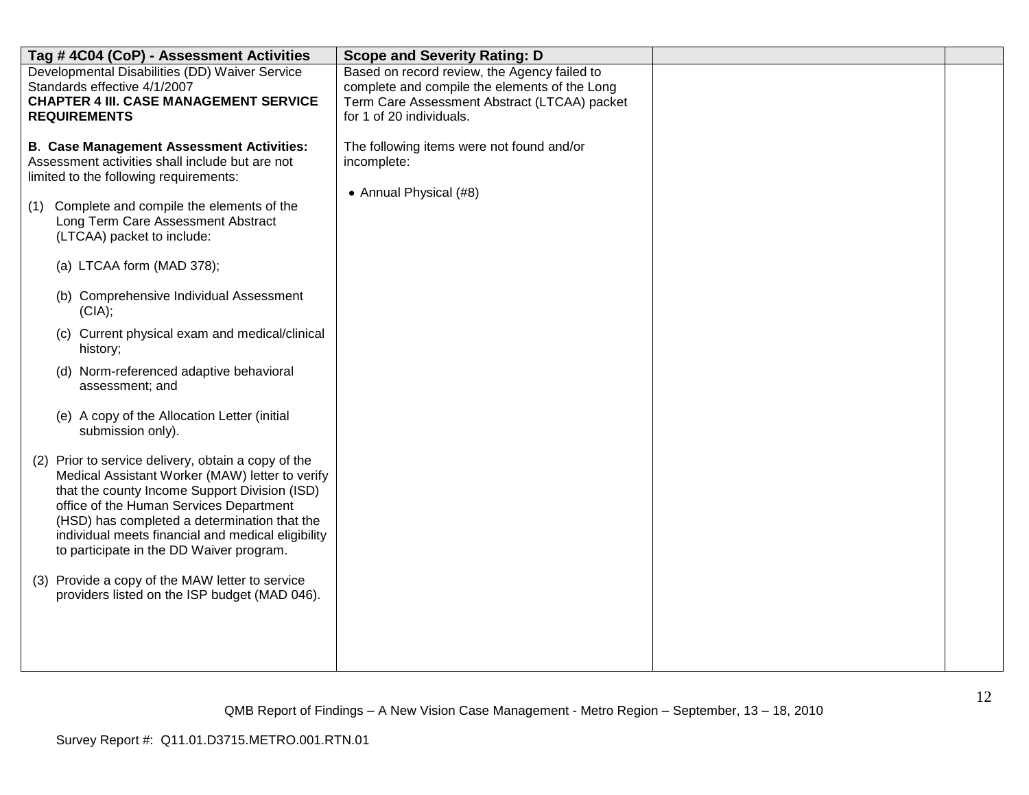| Tag # 4C04 (CoP) - Assessment Activities | Scope and Severity Rating: D | | |
|---|---|---|---|
| Developmental Disabilities (DD) Waiver Service Standards effective 4/1/2007<br>**CHAPTER 4 III. CASE MANAGEMENT SERVICE REQUIREMENTS**<br><br>**B**. **Case Management Assessment Activities:** Assessment activities shall include but are not limited to the following requirements:<br><br>(1) Complete and compile the elements of the Long Term Care Assessment Abstract (LTCAA) packet to include:<br><br>(a) LTCAA form (MAD 378);<br><br>(b) Comprehensive Individual Assessment (CIA);<br><br>(c) Current physical exam and medical/clinical history;<br><br>(d) Norm-referenced adaptive behavioral assessment; and<br><br>(e) A copy of the Allocation Letter (initial submission only).<br><br>(2) Prior to service delivery, obtain a copy of the Medical Assistant Worker (MAW) letter to verify that the county Income Support Division (ISD) office of the Human Services Department (HSD) has completed a determination that the individual meets financial and medical eligibility to participate in the DD Waiver program.<br><br>(3) Provide a copy of the MAW letter to service providers listed on the ISP budget (MAD 046). | Based on record review, the Agency failed to complete and compile the elements of the Long Term Care Assessment Abstract (LTCAA) packet for 1 of 20 individuals.<br><br>The following items were not found and/or incomplete:<br><br>• Annual Physical (#8) | | |

QMB Report of Findings – A New Vision Case Management - Metro Region – September, 13 – 18, 2010

Survey Report #: Q11.01.D3715.METRO.001.RTN.01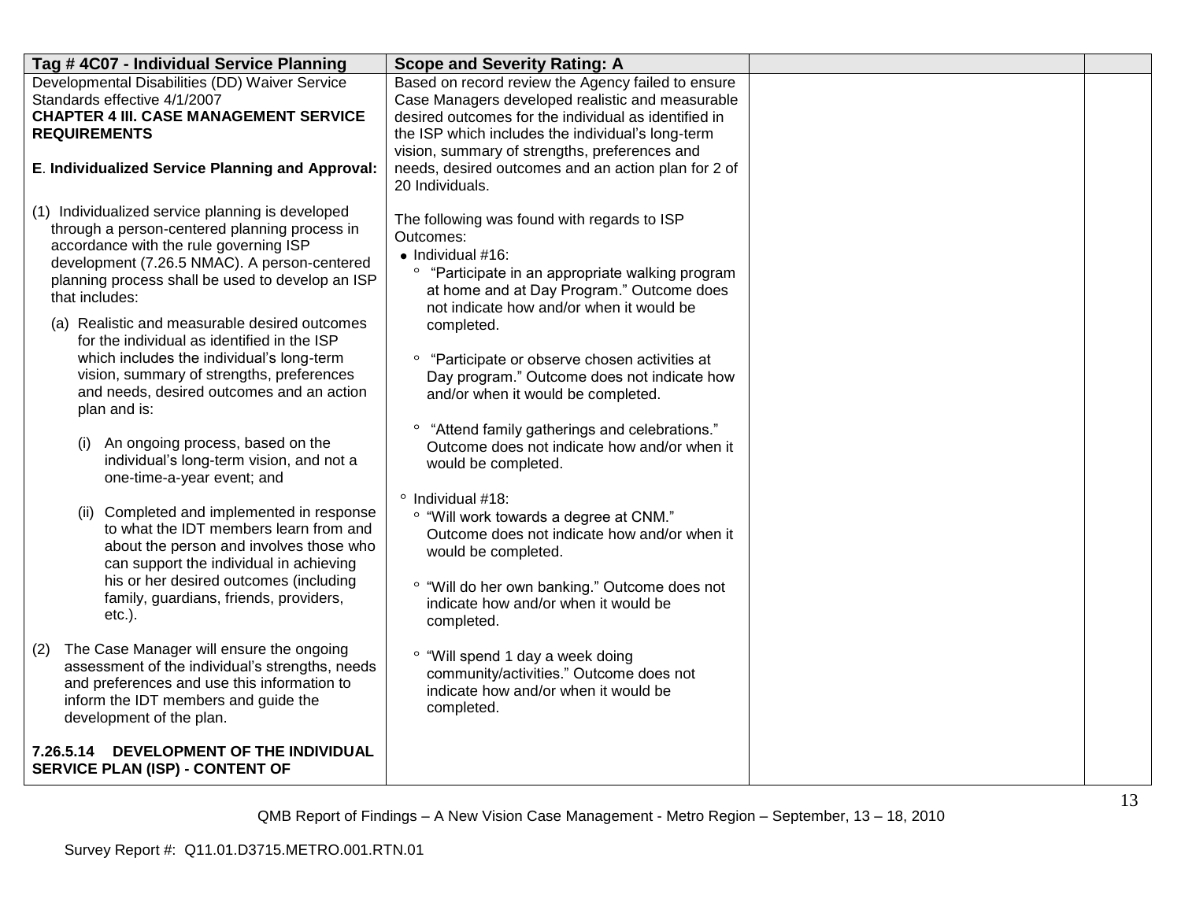| Tag # 4C07 - Individual Service Planning | Scope and Severity Rating: A | | |
|---|---|---|---|
| Developmental Disabilities (DD) Waiver Service Standards effective 4/1/2007<br>**CHAPTER 4 III. CASE MANAGEMENT SERVICE REQUIREMENTS**<br><br>**E. Individualized Service Planning and Approval:**<br><br>(1) Individualized service planning is developed through a person-centered planning process in accordance with the rule governing ISP development (7.26.5 NMAC). A person-centered planning process shall be used to develop an ISP that includes:<br><br>(a) Realistic and measurable desired outcomes for the individual as identified in the ISP which includes the individual's long-term vision, summary of strengths, preferences and needs, desired outcomes and an action plan and is:<br><br>(i) An ongoing process, based on the individual's long-term vision, and not a one-time-a-year event; and<br><br>(ii) Completed and implemented in response to what the IDT members learn from and about the person and involves those who can support the individual in achieving his or her desired outcomes (including family, guardians, friends, providers, etc.).<br><br>(2) The Case Manager will ensure the ongoing assessment of the individual's strengths, needs and preferences and use this information to inform the IDT members and guide the development of the plan.<br><br>**7.26.5.14 DEVELOPMENT OF THE INDIVIDUAL SERVICE PLAN (ISP) - CONTENT OF** | Based on record review the Agency failed to ensure Case Managers developed realistic and measurable desired outcomes for the individual as identified in the ISP which includes the individual's long-term vision, summary of strengths, preferences and needs, desired outcomes and an action plan for 2 of 20 Individuals.<br><br>The following was found with regards to ISP Outcomes:<br>• Individual #16:<br>° "Participate in an appropriate walking program at home and at Day Program." Outcome does not indicate how and/or when it would be completed.<br><br>° "Participate or observe chosen activities at Day program." Outcome does not indicate how and/or when it would be completed.<br><br>° "Attend family gatherings and celebrations." Outcome does not indicate how and/or when it would be completed.<br><br>° Individual #18:<br>° "Will work towards a degree at CNM." Outcome does not indicate how and/or when it would be completed.<br><br>° "Will do her own banking." Outcome does not indicate how and/or when it would be completed.<br><br>° "Will spend 1 day a week doing community/activities." Outcome does not indicate how and/or when it would be completed. | | |

QMB Report of Findings – A New Vision Case Management - Metro Region – September, 13 – 18, 2010

Survey Report #: Q11.01.D3715.METRO.001.RTN.01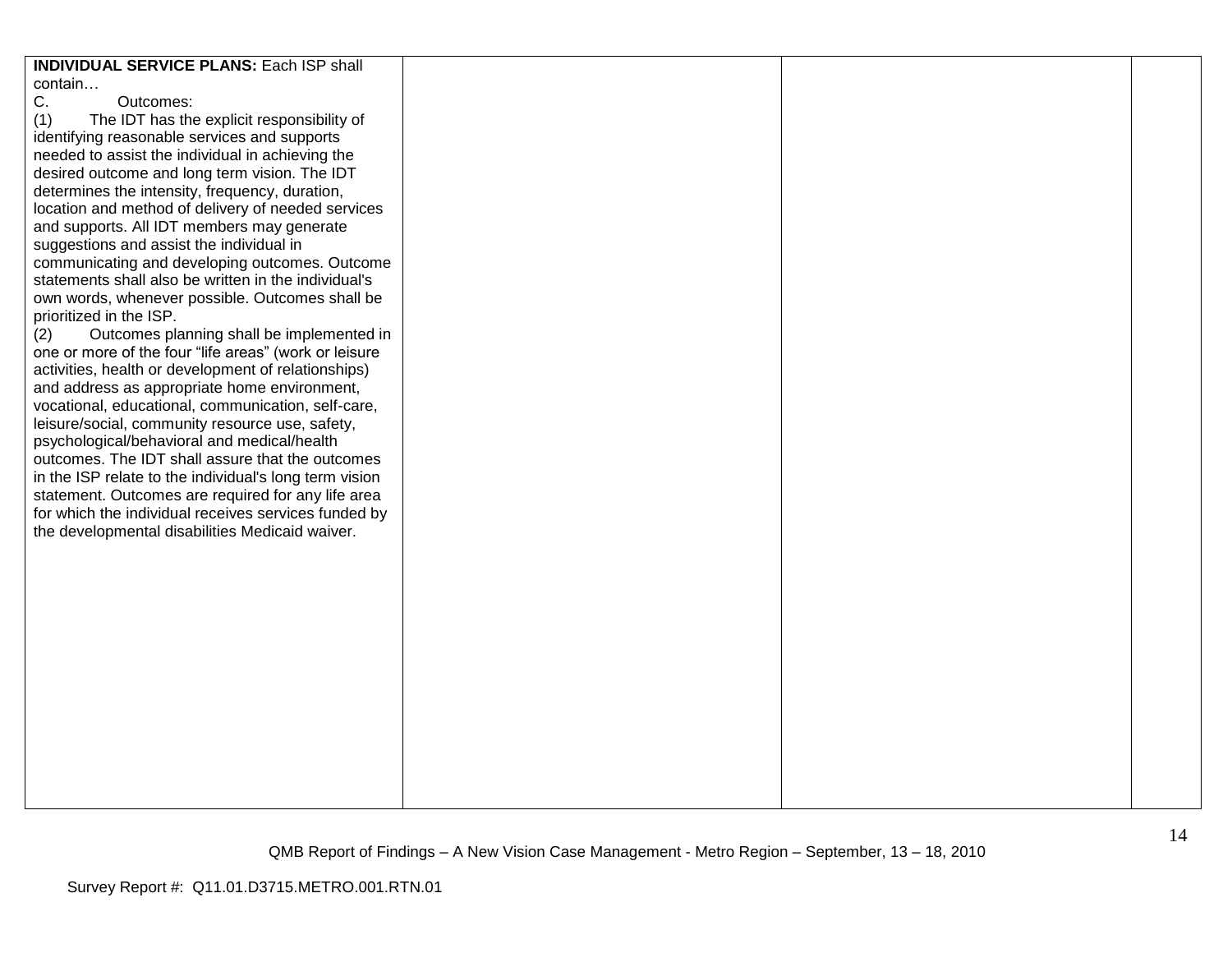| | | | |
|---|---|---|---|
| **INDIVIDUAL SERVICE PLANS:** Each ISP shall contain…<br>C. Outcomes:<br>(1) The IDT has the explicit responsibility of identifying reasonable services and supports needed to assist the individual in achieving the desired outcome and long term vision. The IDT determines the intensity, frequency, duration, location and method of delivery of needed services and supports. All IDT members may generate suggestions and assist the individual in communicating and developing outcomes. Outcome statements shall also be written in the individual's own words, whenever possible. Outcomes shall be prioritized in the ISP.<br>(2) Outcomes planning shall be implemented in one or more of the four "life areas" (work or leisure activities, health or development of relationships) and address as appropriate home environment, vocational, educational, communication, self-care, leisure/social, community resource use, safety, psychological/behavioral and medical/health outcomes. The IDT shall assure that the outcomes in the ISP relate to the individual's long term vision statement. Outcomes are required for any life area for which the individual receives services funded by the developmental disabilities Medicaid waiver. | | | |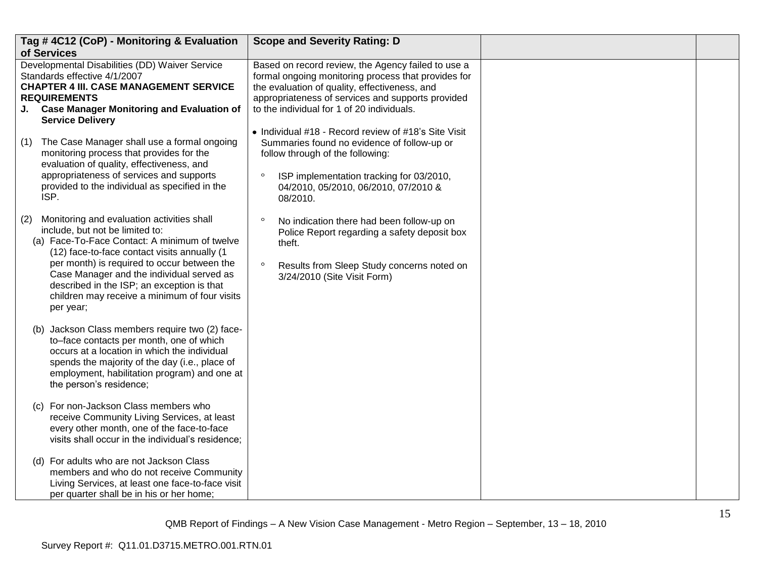| Tag # 4C12 (CoP) - Monitoring & Evaluation of Services | Scope and Severity Rating: D | | |
|---|---|---|---|
| Developmental Disabilities (DD) Waiver Service Standards effective 4/1/2007<br>**CHAPTER 4 III. CASE MANAGEMENT SERVICE REQUIREMENTS**<br>**J. Case Manager Monitoring and Evaluation of Service Delivery**<br><br>(1) The Case Manager shall use a formal ongoing monitoring process that provides for the evaluation of quality, effectiveness, and appropriateness of services and supports provided to the individual as specified in the ISP.<br><br>(2) Monitoring and evaluation activities shall include, but not be limited to:<br>(a) Face-To-Face Contact: A minimum of twelve (12) face-to-face contact visits annually (1 per month) is required to occur between the Case Manager and the individual served as described in the ISP; an exception is that children may receive a minimum of four visits per year;<br><br>(b) Jackson Class members require two (2) face-to–face contacts per month, one of which occurs at a location in which the individual spends the majority of the day (i.e., place of employment, habilitation program) and one at the person's residence;<br><br>(c) For non-Jackson Class members who receive Community Living Services, at least every other month, one of the face-to-face visits shall occur in the individual's residence;<br><br>(d) For adults who are not Jackson Class members and who do not receive Community Living Services, at least one face-to-face visit per quarter shall be in his or her home; | Based on record review, the Agency failed to use a formal ongoing monitoring process that provides for the evaluation of quality, effectiveness, and appropriateness of services and supports provided to the individual for 1 of 20 individuals.<br><br>• Individual #18 - Record review of #18's Site Visit Summaries found no evidence of follow-up or follow through of the following:<br><br>° ISP implementation tracking for 03/2010, 04/2010, 05/2010, 06/2010, 07/2010 & 08/2010.<br><br>° No indication there had been follow-up on Police Report regarding a safety deposit box theft.<br><br>° Results from Sleep Study concerns noted on 3/24/2010 (Site Visit Form) | | |

QMB Report of Findings – A New Vision Case Management - Metro Region – September, 13 – 18, 2010

Survey Report #: Q11.01.D3715.METRO.001.RTN.01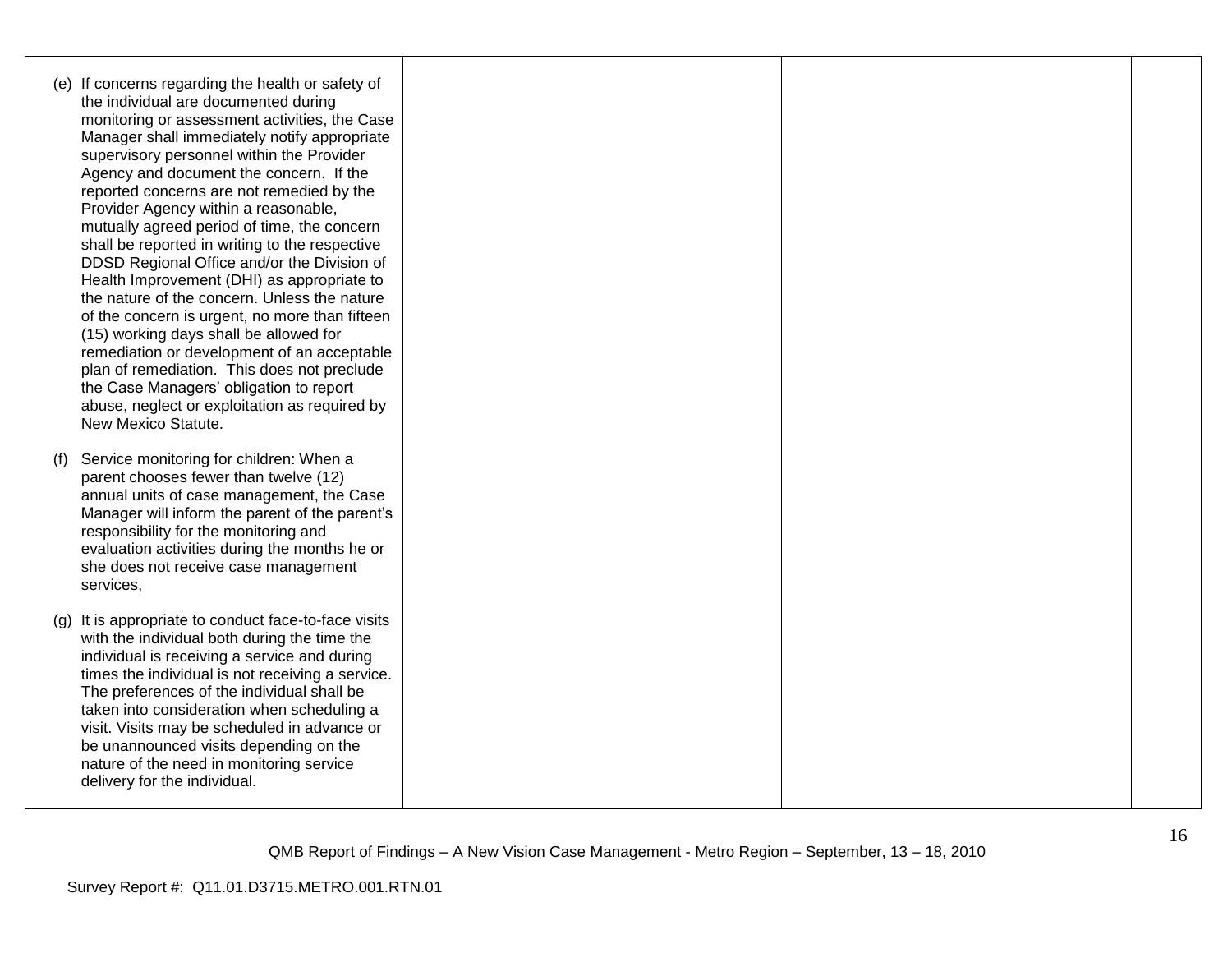| | | | |
|---|---|---|---|
| (e) If concerns regarding the health or safety of the individual are documented during monitoring or assessment activities, the Case Manager shall immediately notify appropriate supervisory personnel within the Provider Agency and document the concern. If the reported concerns are not remedied by the Provider Agency within a reasonable, mutually agreed period of time, the concern shall be reported in writing to the respective DDSD Regional Office and/or the Division of Health Improvement (DHI) as appropriate to the nature of the concern. Unless the nature of the concern is urgent, no more than fifteen (15) working days shall be allowed for remediation or development of an acceptable plan of remediation. This does not preclude the Case Managers' obligation to report abuse, neglect or exploitation as required by New Mexico Statute.<br><br>(f) Service monitoring for children: When a parent chooses fewer than twelve (12) annual units of case management, the Case Manager will inform the parent of the parent's responsibility for the monitoring and evaluation activities during the months he or she does not receive case management services,<br><br>(g) It is appropriate to conduct face-to-face visits with the individual both during the time the individual is receiving a service and during times the individual is not receiving a service. The preferences of the individual shall be taken into consideration when scheduling a visit. Visits may be scheduled in advance or be unannounced visits depending on the nature of the need in monitoring service delivery for the individual. | | | |

QMB Report of Findings – A New Vision Case Management - Metro Region – September, 13 – 18, 2010

Survey Report #: Q11.01.D3715.METRO.001.RTN.01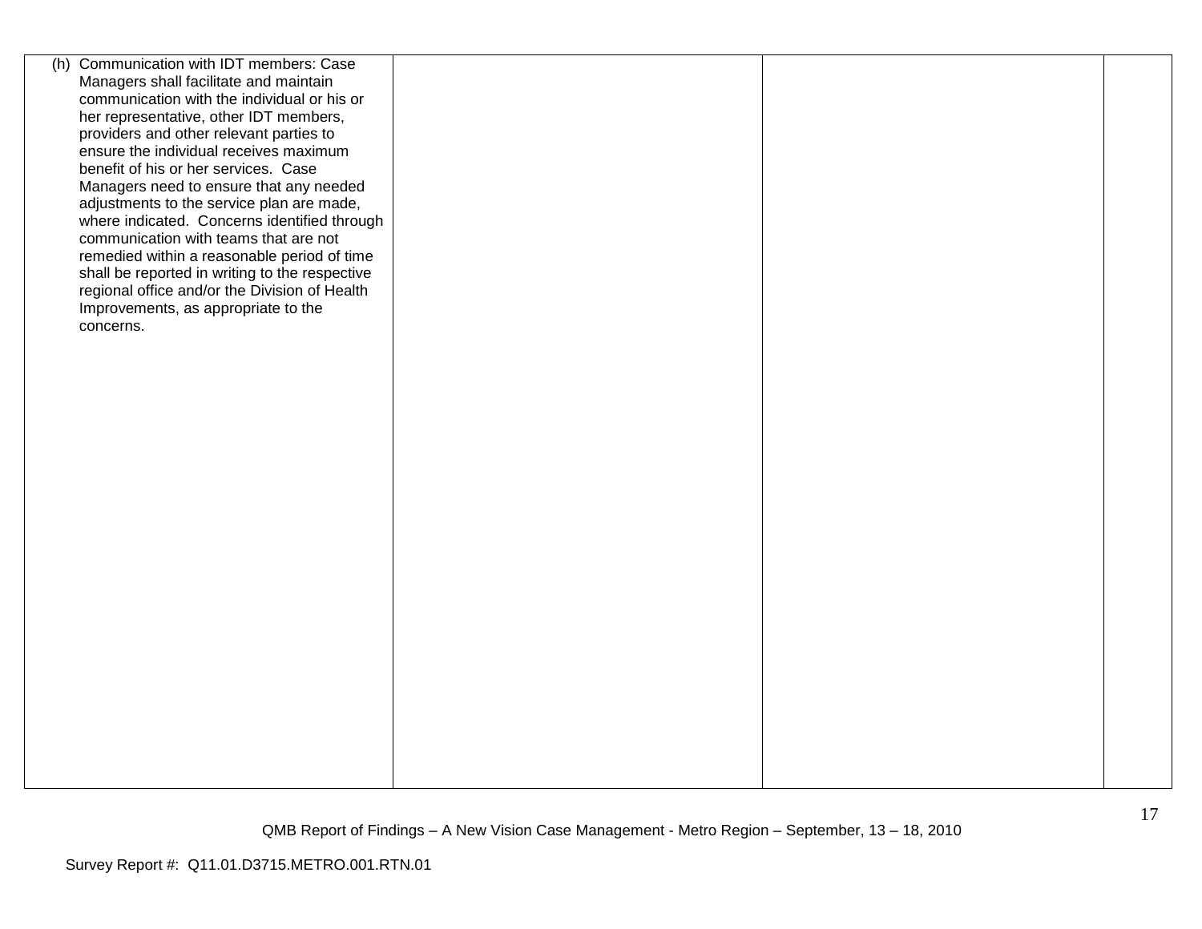| | | | |
|---|---|---|---|
| (h) Communication with IDT members: Case Managers shall facilitate and maintain communication with the individual or his or her representative, other IDT members, providers and other relevant parties to ensure the individual receives maximum benefit of his or her services. Case Managers need to ensure that any needed adjustments to the service plan are made, where indicated. Concerns identified through communication with teams that are not remedied within a reasonable period of time shall be reported in writing to the respective regional office and/or the Division of Health Improvements, as appropriate to the concerns. | | | |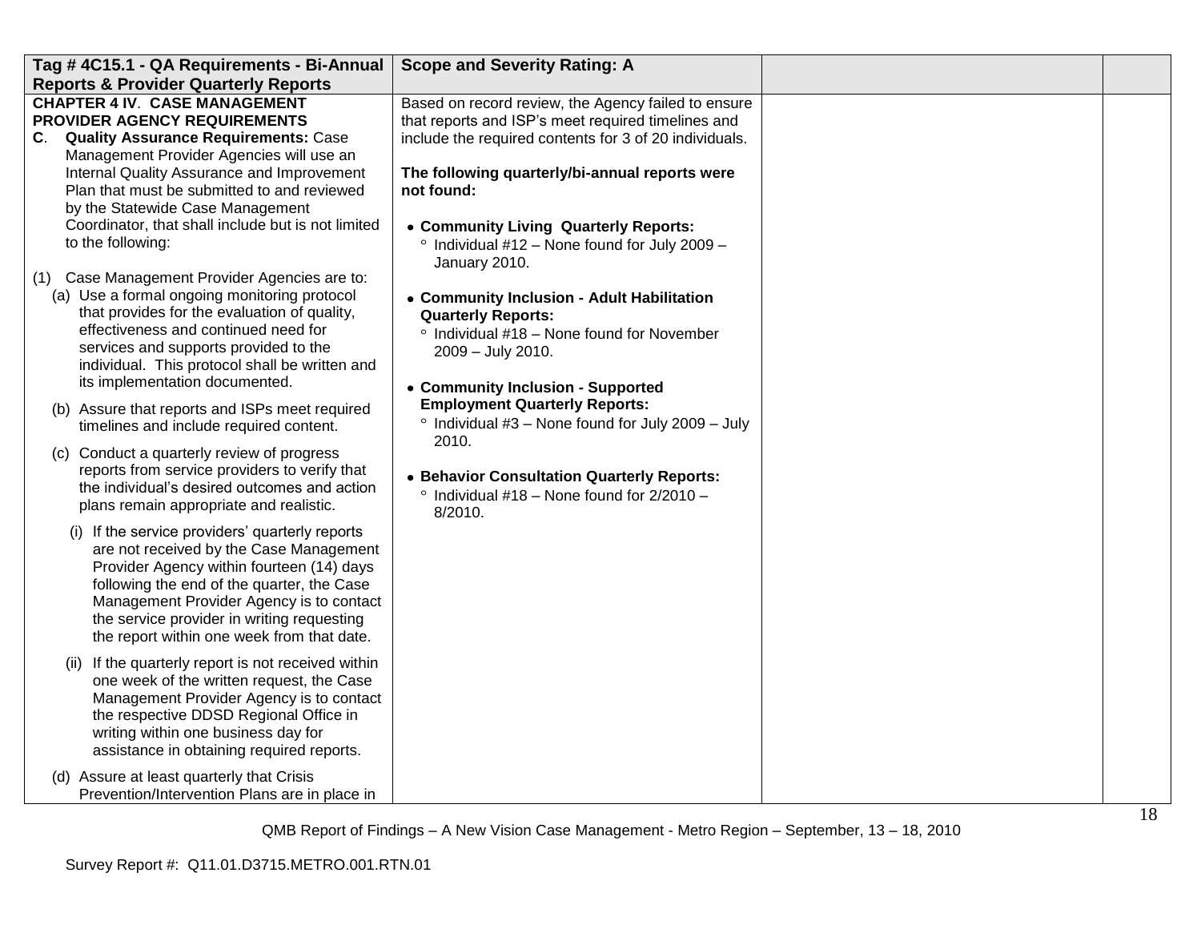| Tag # 4C15.1 - QA Requirements - Bi-Annual Reports & Provider Quarterly Reports | Scope and Severity Rating: A | | |
|---|---|---|---|
| **CHAPTER 4 IV**. **CASE MANAGEMENT PROVIDER AGENCY REQUIREMENTS**<br>**C**. **Quality Assurance Requirements:** Case Management Provider Agencies will use an Internal Quality Assurance and Improvement Plan that must be submitted to and reviewed by the Statewide Case Management Coordinator, that shall include but is not limited to the following:<br><br>(1) Case Management Provider Agencies are to:<br>(a) Use a formal ongoing monitoring protocol that provides for the evaluation of quality, effectiveness and continued need for services and supports provided to the individual. This protocol shall be written and its implementation documented.<br>(b) Assure that reports and ISPs meet required timelines and include required content.<br>(c) Conduct a quarterly review of progress reports from service providers to verify that the individual's desired outcomes and action plans remain appropriate and realistic.<br>(i) If the service providers' quarterly reports are not received by the Case Management Provider Agency within fourteen (14) days following the end of the quarter, the Case Management Provider Agency is to contact the service provider in writing requesting the report within one week from that date.<br>(ii) If the quarterly report is not received within one week of the written request, the Case Management Provider Agency is to contact the respective DDSD Regional Office in writing within one business day for assistance in obtaining required reports.<br>(d) Assure at least quarterly that Crisis Prevention/Intervention Plans are in place in | Based on record review, the Agency failed to ensure that reports and ISP's meet required timelines and include the required contents for 3 of 20 individuals.<br><br>**The following quarterly/bi-annual reports were not found:**<br><br>• **Community Living Quarterly Reports:**<br>° Individual #12 – None found for July 2009 – January 2010.<br><br>• **Community Inclusion - Adult Habilitation Quarterly Reports:**<br>° Individual #18 – None found for November 2009 – July 2010.<br><br>• **Community Inclusion - Supported Employment Quarterly Reports:**<br>° Individual #3 – None found for July 2009 – July 2010.<br><br>• **Behavior Consultation Quarterly Reports:**<br>° Individual #18 – None found for 2/2010 – 8/2010. | | |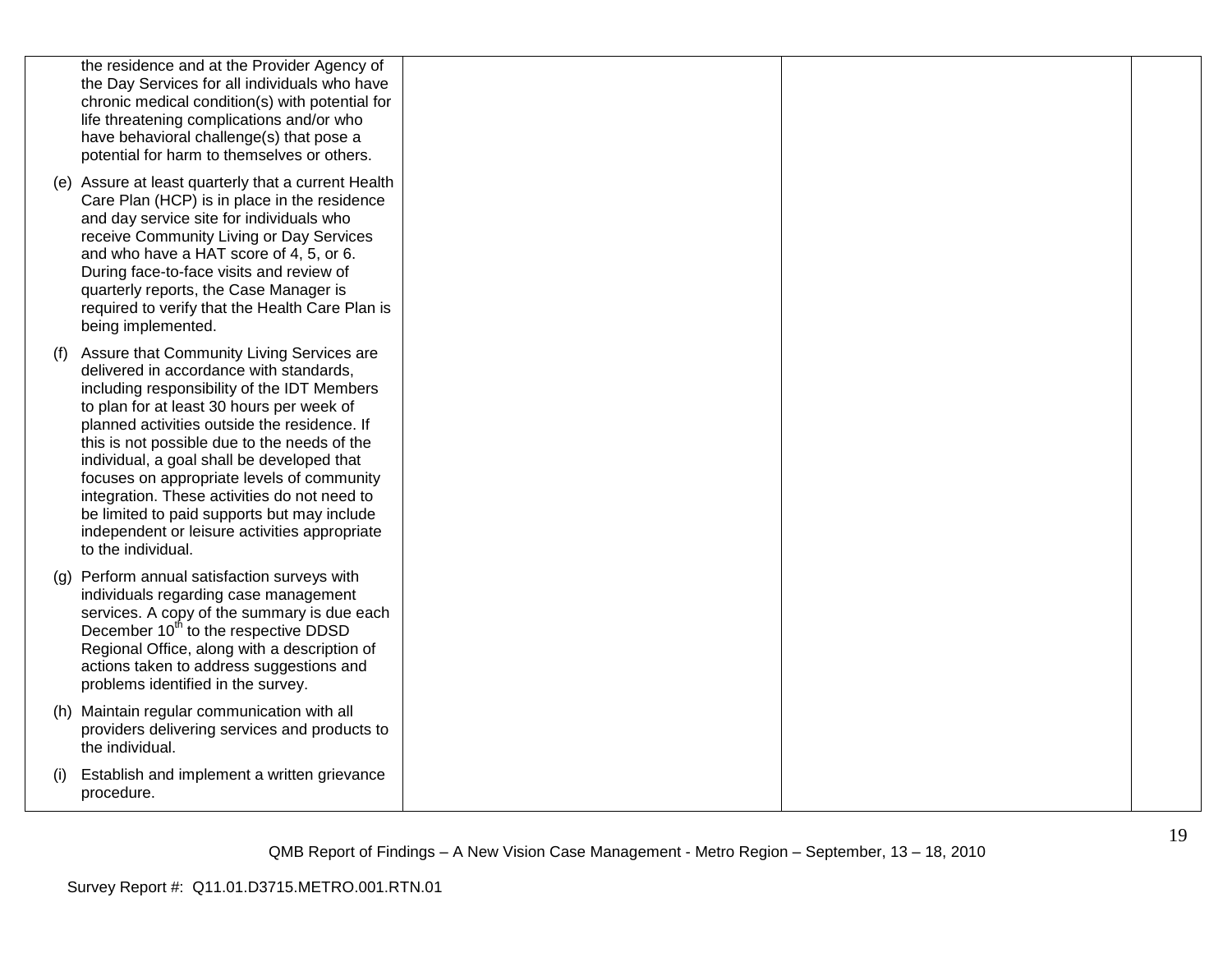| | | | |
|---|---|---|---|
| the residence and at the Provider Agency of the Day Services for all individuals who have chronic medical condition(s) with potential for life threatening complications and/or who have behavioral challenge(s) that pose a potential for harm to themselves or others.<br><br>(e) Assure at least quarterly that a current Health Care Plan (HCP) is in place in the residence and day service site for individuals who receive Community Living or Day Services and who have a HAT score of 4, 5, or 6. During face-to-face visits and review of quarterly reports, the Case Manager is required to verify that the Health Care Plan is being implemented.<br><br>(f) Assure that Community Living Services are delivered in accordance with standards, including responsibility of the IDT Members to plan for at least 30 hours per week of planned activities outside the residence. If this is not possible due to the needs of the individual, a goal shall be developed that focuses on appropriate levels of community integration. These activities do not need to be limited to paid supports but may include independent or leisure activities appropriate to the individual.<br><br>(g) Perform annual satisfaction surveys with individuals regarding case management services. A copy of the summary is due each December 10th to the respective DDSD Regional Office, along with a description of actions taken to address suggestions and problems identified in the survey.<br><br>(h) Maintain regular communication with all providers delivering services and products to the individual.<br><br>(i) Establish and implement a written grievance procedure. | | | |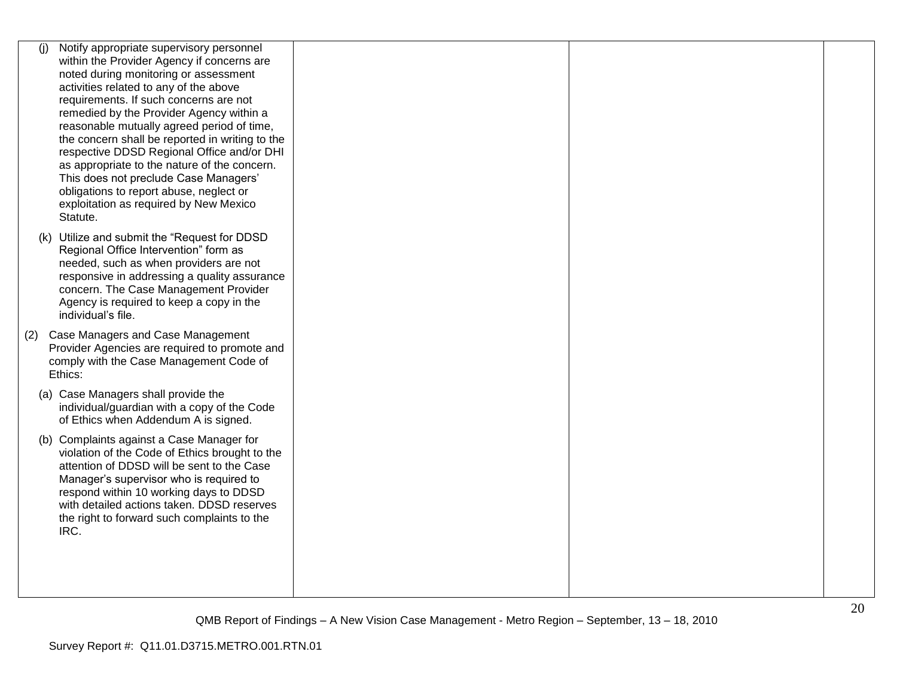| | | | |
|---|---|---|---|
| (j) Notify appropriate supervisory personnel within the Provider Agency if concerns are noted during monitoring or assessment activities related to any of the above requirements. If such concerns are not remedied by the Provider Agency within a reasonable mutually agreed period of time, the concern shall be reported in writing to the respective DDSD Regional Office and/or DHI as appropriate to the nature of the concern. This does not preclude Case Managers' obligations to report abuse, neglect or exploitation as required by New Mexico Statute.<br><br>(k) Utilize and submit the "Request for DDSD Regional Office Intervention" form as needed, such as when providers are not responsive in addressing a quality assurance concern. The Case Management Provider Agency is required to keep a copy in the individual's file.<br><br>(2) Case Managers and Case Management Provider Agencies are required to promote and comply with the Case Management Code of Ethics:<br><br>(a) Case Managers shall provide the individual/guardian with a copy of the Code of Ethics when Addendum A is signed.<br><br>(b) Complaints against a Case Manager for violation of the Code of Ethics brought to the attention of DDSD will be sent to the Case Manager's supervisor who is required to respond within 10 working days to DDSD with detailed actions taken. DDSD reserves the right to forward such complaints to the IRC. | | | |

QMB Report of Findings – A New Vision Case Management - Metro Region – September, 13 – 18, 2010

Survey Report #: Q11.01.D3715.METRO.001.RTN.01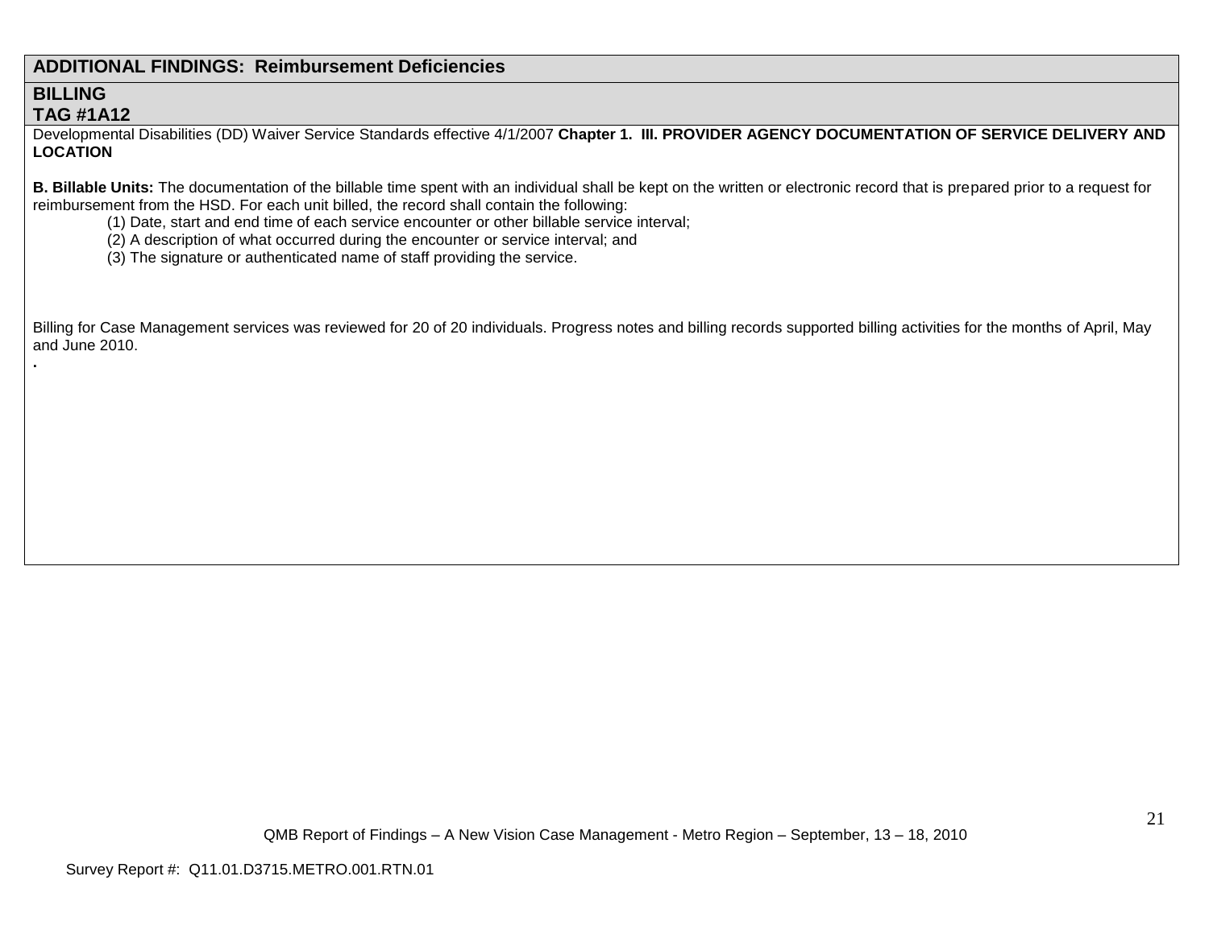## ADDITIONAL FINDINGS: Reimbursement Deficiencies

### BILLING
### TAG #1A12

Developmental Disabilities (DD) Waiver Service Standards effective 4/1/2007 **Chapter 1. III. PROVIDER AGENCY DOCUMENTATION OF SERVICE DELIVERY AND LOCATION**

**B. Billable Units:** The documentation of the billable time spent with an individual shall be kept on the written or electronic record that is prepared prior to a request for reimbursement from the HSD. For each unit billed, the record shall contain the following:

(1) Date, start and end time of each service encounter or other billable service interval;
(2) A description of what occurred during the encounter or service interval; and
(3) The signature or authenticated name of staff providing the service.

Billing for Case Management services was reviewed for 20 of 20 individuals. Progress notes and billing records supported billing activities for the months of April, May and June 2010.

.